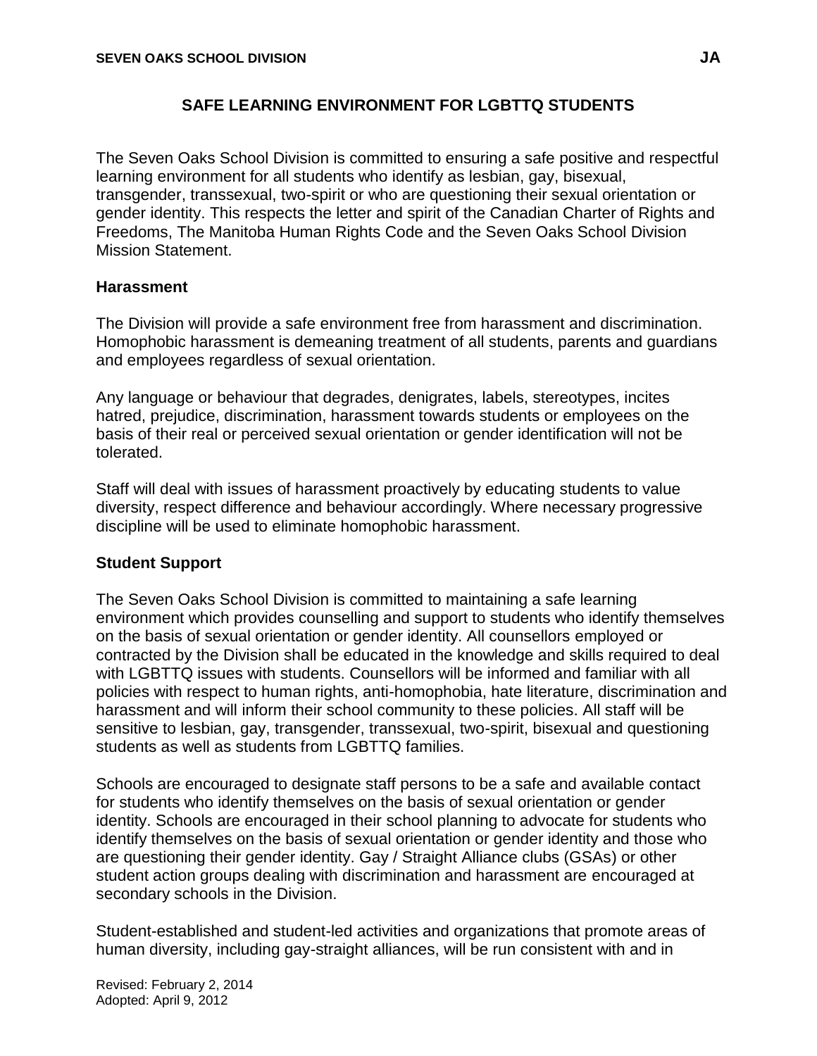# SAFE LEARNING ENVIRONMENT FOR LGBTTQ STUDENTS

The Seven Oaks School Division is committed to ensuring a safe positive and respectful learning environment for all students who identify as lesbian, gay, bisexual, transgender, transsexual, two-spirit or who are questioning their sexual orientation or gender identity. This respects the letter and spirit of the Canadian Charter of Rights and Freedoms, The Manitoba Human Rights Code and the Seven Oaks School Division Mission Statement.

## Harassment

The Division will provide a safe environment free from harassment and discrimination. Homophobic harassment is demeaning treatment of all students, parents and guardians and employees regardless of sexual orientation.

Any language or behaviour that degrades, denigrates, labels, stereotypes, incites hatred, prejudice, discrimination, harassment towards students or employees on the basis of their real or perceived sexual orientation or gender identification will not be tolerated.

Staff will deal with issues of harassment proactively by educating students to value diversity, respect difference and behaviour accordingly. Where necessary progressive discipline will be used to eliminate homophobic harassment.

## Student Support

The Seven Oaks School Division is committed to maintaining a safe learning environment which provides counselling and support to students who identify themselves on the basis of sexual orientation or gender identity. All counsellors employed or contracted by the Division shall be educated in the knowledge and skills required to deal with LGBTTQ issues with students. Counsellors will be informed and familiar with all policies with respect to human rights, anti-homophobia, hate literature, discrimination and harassment and will inform their school community to these policies. All staff will be sensitive to lesbian, gay, transgender, transsexual, two-spirit, bisexual and questioning students as well as students from LGBTTQ families.

Schools are encouraged to designate staff persons to be a safe and available contact for students who identify themselves on the basis of sexual orientation or gender identity. Schools are encouraged in their school planning to advocate for students who identify themselves on the basis of sexual orientation or gender identity and those who are questioning their gender identity. Gay / Straight Alliance clubs (GSAs) or other student action groups dealing with discrimination and harassment are encouraged at secondary schools in the Division.

Student-established and student-led activities and organizations that promote areas of human diversity, including gay-straight alliances, will be run consistent with and in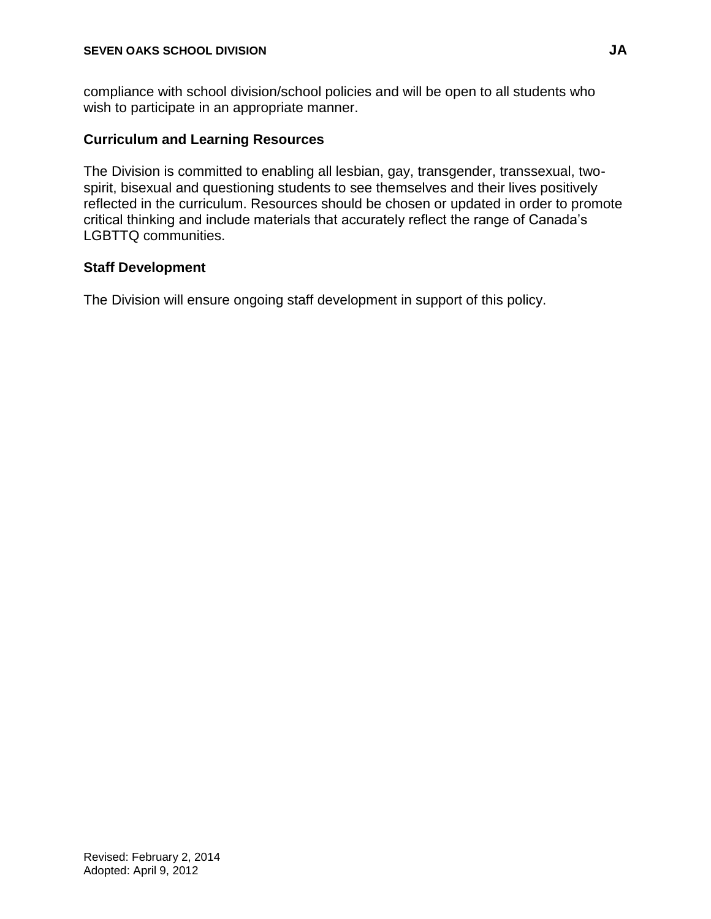compliance with school division/school policies and will be open to all students who wish to participate in an appropriate manner.

## Curriculum and Learning Resources

The Division is committed to enabling all lesbian, gay, transgender, transsexual, two-spirit, bisexual and questioning students to see themselves and their lives positively reflected in the curriculum. Resources should be chosen or updated in order to promote critical thinking and include materials that accurately reflect the range of Canada's LGBTTQ communities.

## Staff Development

The Division will ensure ongoing staff development in support of this policy.

Revised: February 2, 2014
Adopted: April 9, 2012